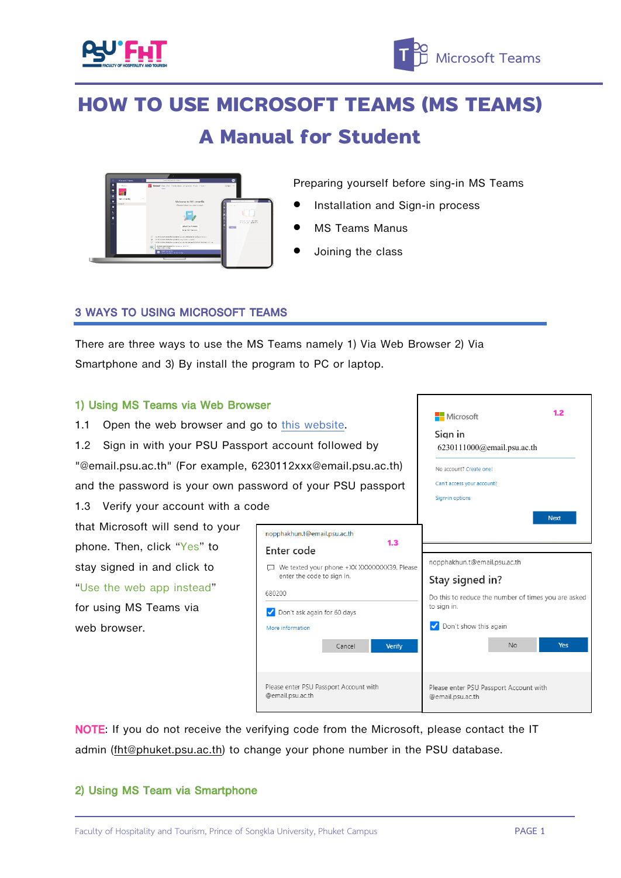# HOW TO USE MICROSOFT TEAMS (MS TEAMS)

## A Manual for Student

Preparing yourself before sing-in MS Teams

- Installation and Sign-in process
- MS Teams Manus
- Joining the class

### 3 WAYS TO USING MICROSOFT TEAMS

There are three ways to use the MS Teams namely 1) Via Web Browser 2) Via Smartphone and 3) By install the program to PC or laptop.

#### 1) Using MS Teams via Web Browser

1.1 Open the web browser and go to this website.

1.2 Sign in with your PSU Passport account followed by "@email.psu.ac.th" (For example, 6230112xxx@email.psu.ac.th) and the password is your own password of your PSU passport

1.3 Verify your account with a code that Microsoft will send to your phone. Then, click "Yes" to stay signed in and click to "Use the web app instead" for using MS Teams via web browser.

**NOTE**: If you do not receive the verifying code from the Microsoft, please contact the IT admin (fht@phuket.psu.ac.th) to change your phone number in the PSU database.

#### 2) Using MS Team via Smartphone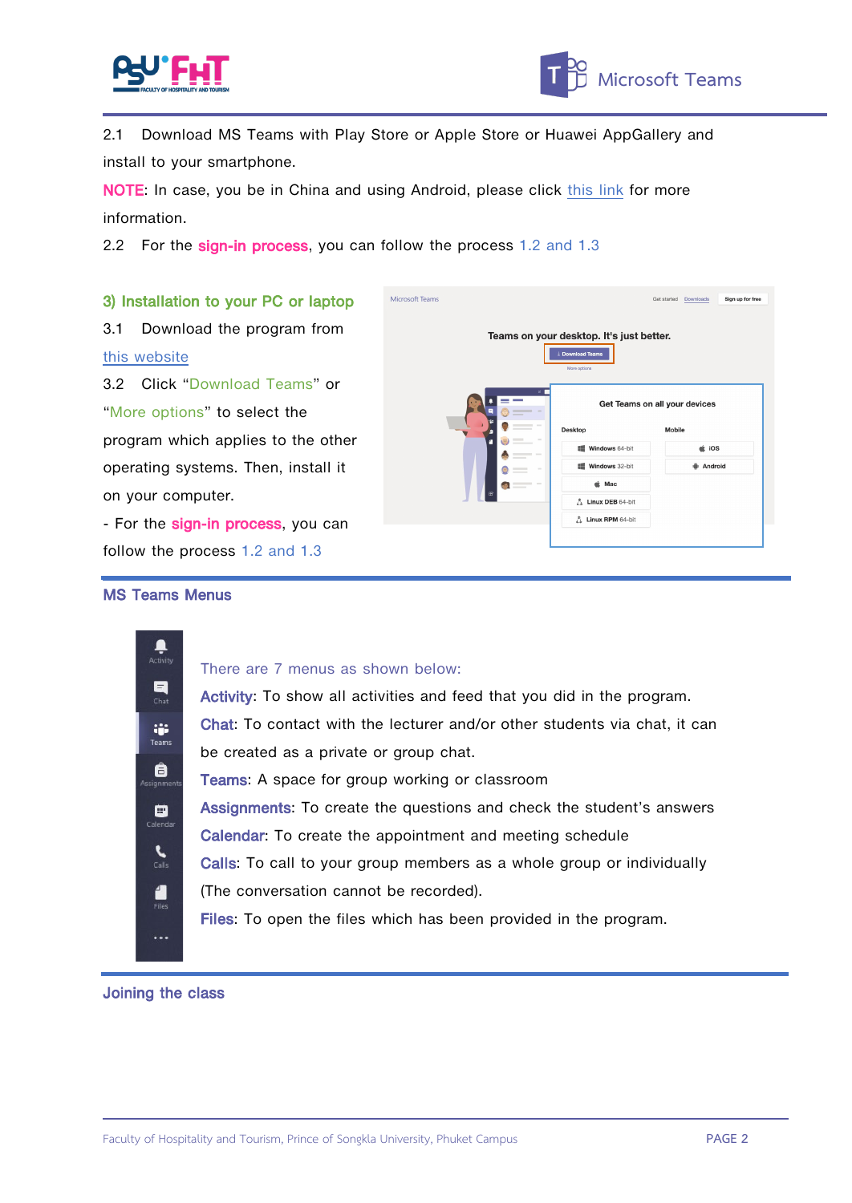2.1 Download MS Teams with Play Store or Apple Store or Huawei AppGallery and install to your smartphone.

NOTE: In case, you be in China and using Android, please click this link for more information.

2.2 For the sign-in process, you can follow the process 1.2 and 1.3

### 3) Installation to your PC or laptop

3.1 Download the program from this website

3.2 Click "Download Teams" or "More options" to select the program which applies to the other operating systems. Then, install it on your computer.

- For the sign-in process, you can follow the process 1.2 and 1.3

## MS Teams Menus

There are 7 menus as shown below:

**Activity**: To show all activities and feed that you did in the program.

**Chat**: To contact with the lecturer and/or other students via chat, it can be created as a private or group chat.

**Teams**: A space for group working or classroom

**Assignments**: To create the questions and check the student's answers

**Calendar**: To create the appointment and meeting schedule

**Calls**: To call to your group members as a whole group or individually (The conversation cannot be recorded).

**Files**: To open the files which has been provided in the program.

## Joining the class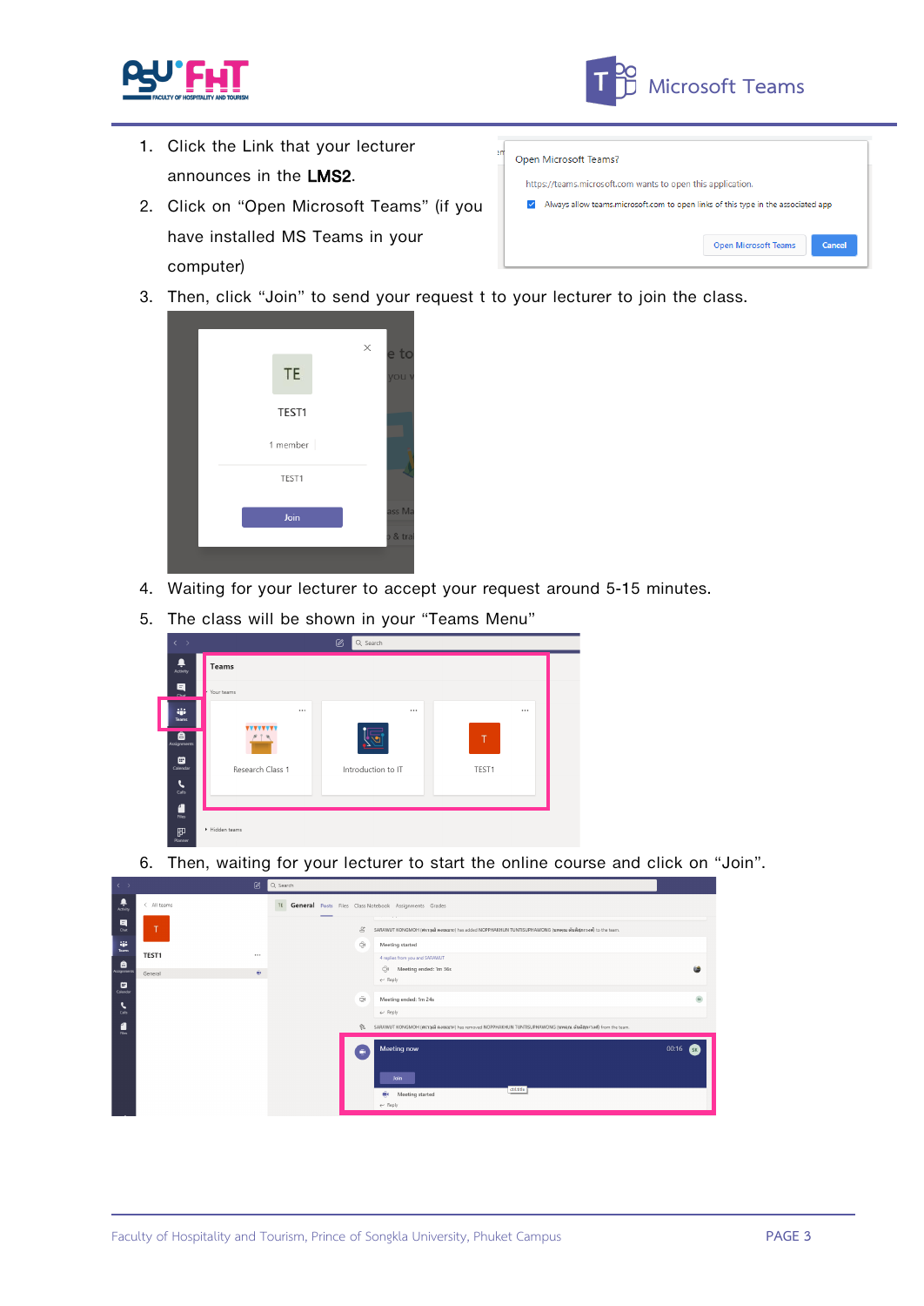1. Click the Link that your lecturer announces in the **LMS2**.
2. Click on "Open Microsoft Teams" (if you have installed MS Teams in your computer)
3. Then, click "Join" to send your request t to your lecturer to join the class.
4. Waiting for your lecturer to accept your request around 5-15 minutes.
5. The class will be shown in your "Teams Menu"
6. Then, waiting for your lecturer to start the online course and click on "Join".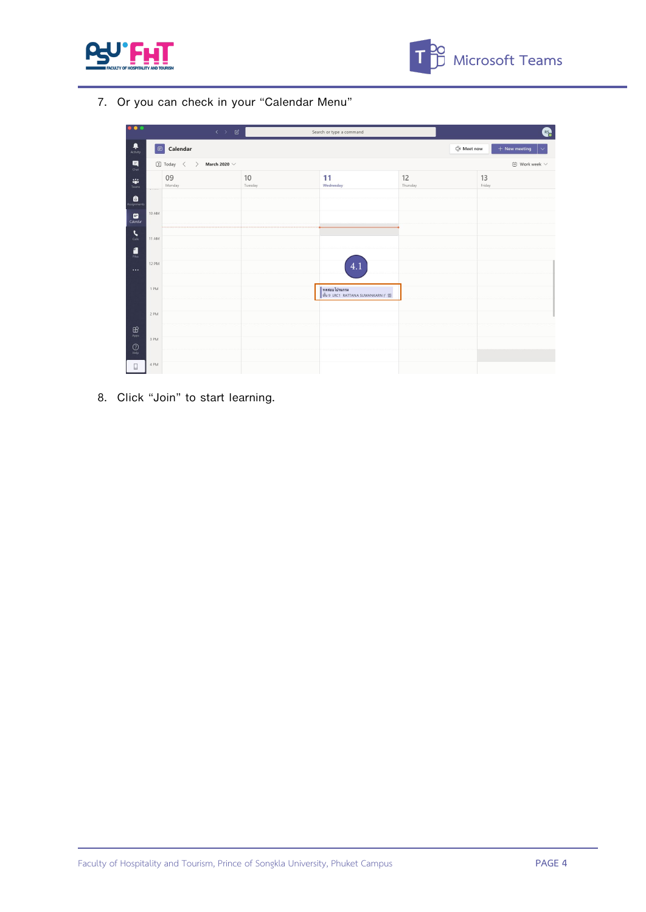7. Or you can check in your "Calendar Menu"

8. Click "Join" to start learning.